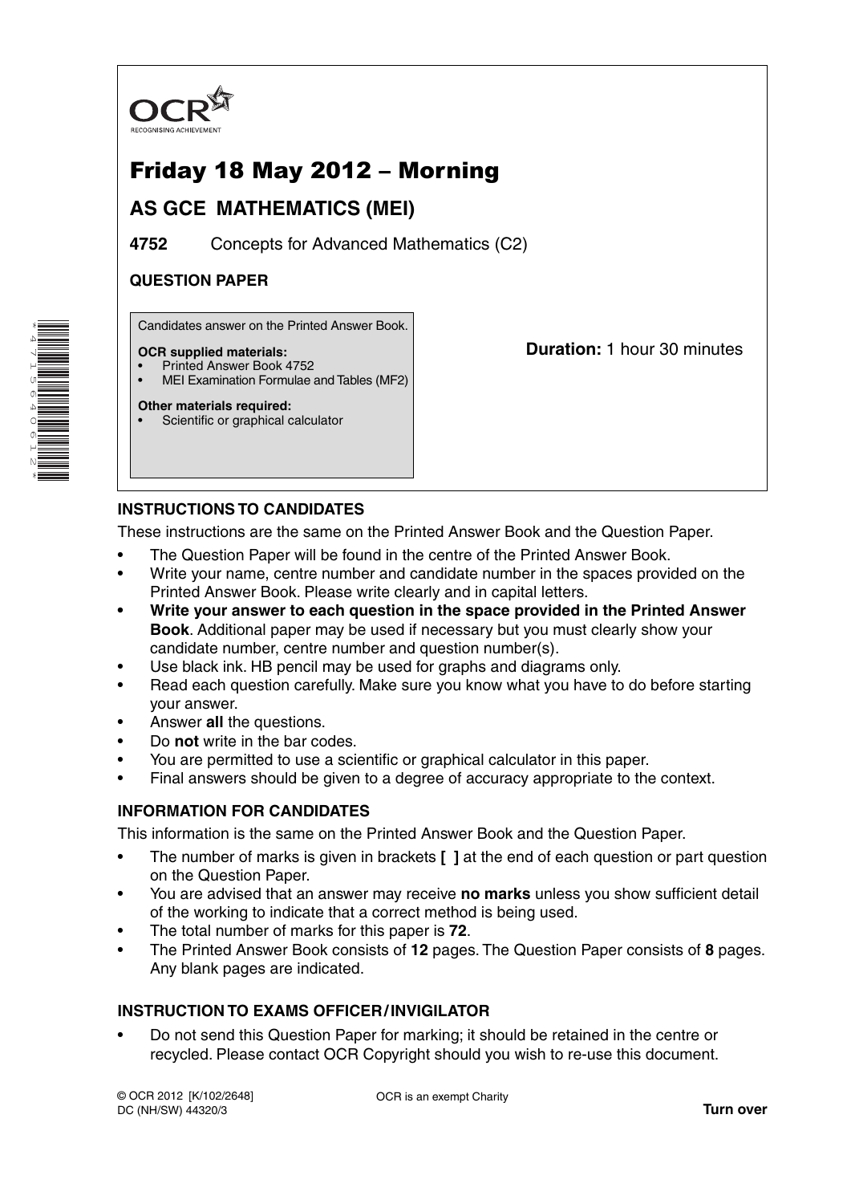OCR
RECOGNISING ACHIEVEMENT

# Friday 18 May 2012 – Morning

## AS GCE MATHEMATICS (MEI)

**4752** Concepts for Advanced Mathematics (C2)

**QUESTION PAPER**

Candidates answer on the Printed Answer Book.

**OCR supplied materials:**
- Printed Answer Book 4752
- MEI Examination Formulae and Tables (MF2)

**Other materials required:**
- Scientific or graphical calculator

**Duration:** 1 hour 30 minutes

### INSTRUCTIONS TO CANDIDATES

These instructions are the same on the Printed Answer Book and the Question Paper.

- The Question Paper will be found in the centre of the Printed Answer Book.
- Write your name, centre number and candidate number in the spaces provided on the Printed Answer Book. Please write clearly and in capital letters.
- **Write your answer to each question in the space provided in the Printed Answer Book**. Additional paper may be used if necessary but you must clearly show your candidate number, centre number and question number(s).
- Use black ink. HB pencil may be used for graphs and diagrams only.
- Read each question carefully. Make sure you know what you have to do before starting your answer.
- Answer **all** the questions.
- Do **not** write in the bar codes.
- You are permitted to use a scientific or graphical calculator in this paper.
- Final answers should be given to a degree of accuracy appropriate to the context.

### INFORMATION FOR CANDIDATES

This information is the same on the Printed Answer Book and the Question Paper.

- The number of marks is given in brackets **[ ]** at the end of each question or part question on the Question Paper.
- You are advised that an answer may receive **no marks** unless you show sufficient detail of the working to indicate that a correct method is being used.
- The total number of marks for this paper is **72**.
- The Printed Answer Book consists of **12** pages. The Question Paper consists of **8** pages. Any blank pages are indicated.

### INSTRUCTION TO EXAMS OFFICER / INVIGILATOR

- Do not send this Question Paper for marking; it should be retained in the centre or recycled. Please contact OCR Copyright should you wish to re-use this document.

© OCR 2012 [K/102/2648]
DC (NH/SW) 44320/3

OCR is an exempt Charity

**Turn over**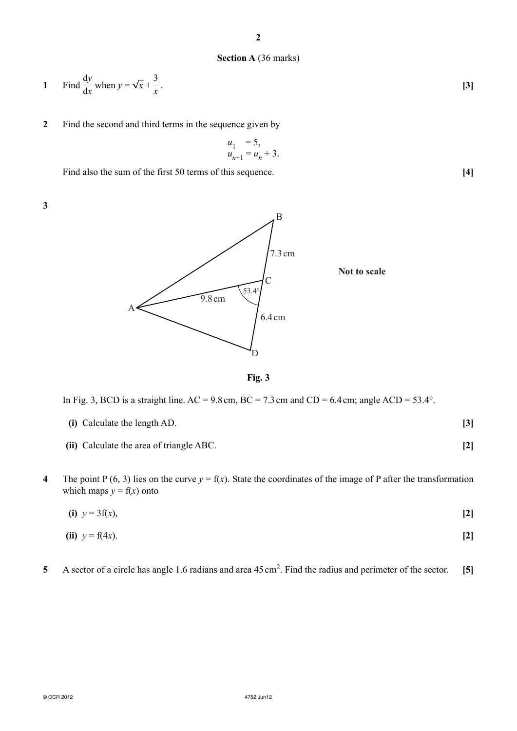**Section A** (36 marks)

**1** Find $\frac{dy}{dx}$ when $y = \sqrt{x} + \frac{3}{x}$. **[3]**

**2** Find the second and third terms in the sequence given by

$$u_1 = 5,$$
$$u_{n+1} = u_n + 3.$$

Find also the sum of the first 50 terms of this sequence. **[4]**

**3**

Not to scale

**Fig. 3**

In Fig. 3, BCD is a straight line. AC = 9.8 cm, BC = 7.3 cm and CD = 6.4 cm; angle ACD = 53.4°.

**(i)** Calculate the length AD. **[3]**

**(ii)** Calculate the area of triangle ABC. **[2]**

**4** The point P (6, 3) lies on the curve $y = \mathrm{f}(x)$. State the coordinates of the image of P after the transformation which maps $y = \mathrm{f}(x)$ onto

**(i)** $y = 3\mathrm{f}(x)$, **[2]**

**(ii)** $y = \mathrm{f}(4x)$. **[2]**

**5** A sector of a circle has angle 1.6 radians and area 45 cm$^2$. Find the radius and perimeter of the sector. **[5]**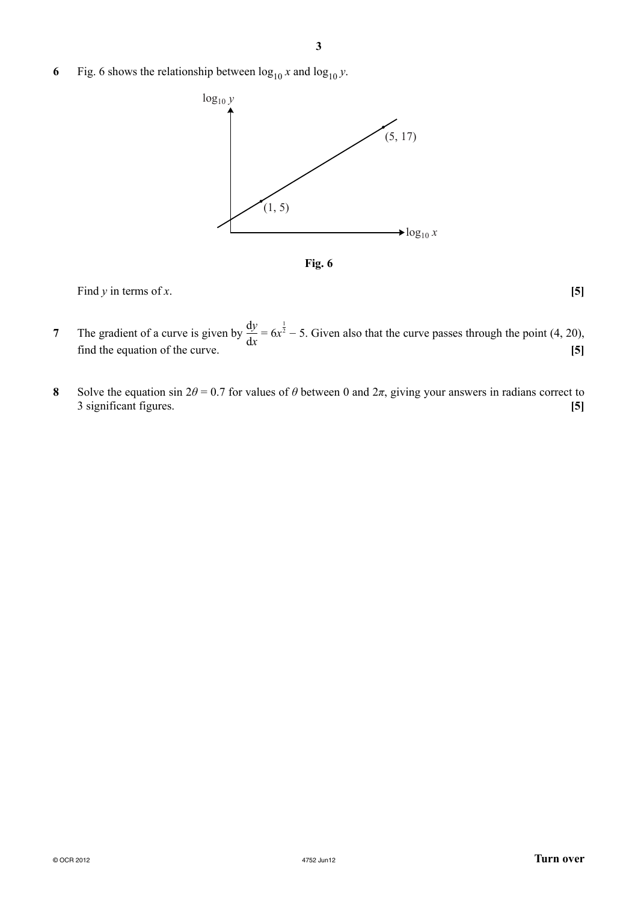**6** Fig. 6 shows the relationship between $\log_{10} x$ and $\log_{10} y$.

**Fig. 6**

Find $y$ in terms of $x$. **[5]**

**7** The gradient of a curve is given by $\frac{dy}{dx} = 6x^{\frac{1}{2}} - 5$. Given also that the curve passes through the point (4, 20), find the equation of the curve. **[5]**

**8** Solve the equation $\sin 2\theta = 0.7$ for values of $\theta$ between 0 and $2\pi$, giving your answers in radians correct to 3 significant figures. **[5]**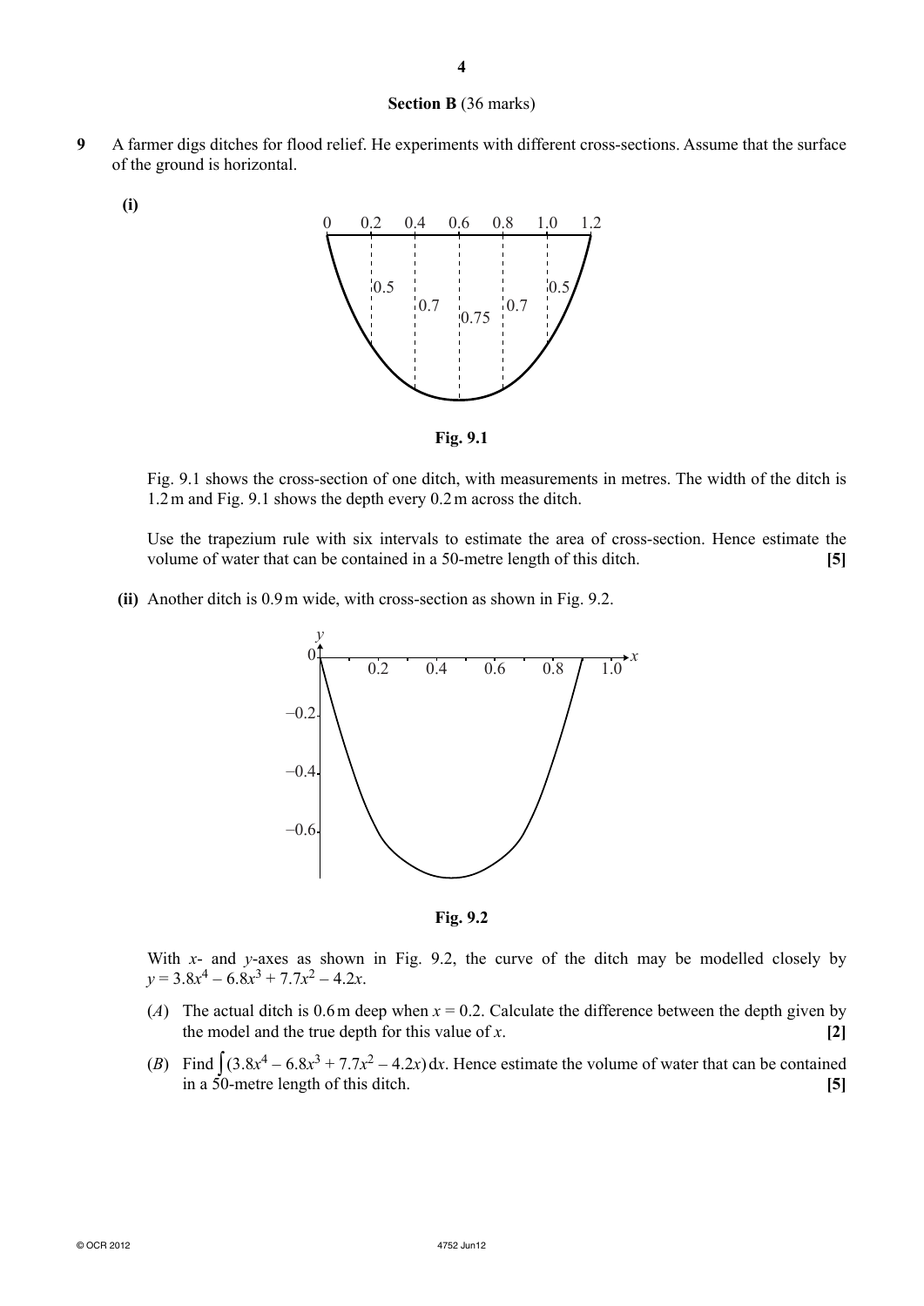**Section B** (36 marks)

**9** A farmer digs ditches for flood relief. He experiments with different cross-sections. Assume that the surface of the ground is horizontal.

**(i)**

**Fig. 9.1**

Fig. 9.1 shows the cross-section of one ditch, with measurements in metres. The width of the ditch is 1.2 m and Fig. 9.1 shows the depth every 0.2 m across the ditch.

Use the trapezium rule with six intervals to estimate the area of cross-section. Hence estimate the volume of water that can be contained in a 50-metre length of this ditch. **[5]**

**(ii)** Another ditch is 0.9 m wide, with cross-section as shown in Fig. 9.2.

**Fig. 9.2**

With $x$- and $y$-axes as shown in Fig. 9.2, the curve of the ditch may be modelled closely by $y = 3.8x^4 - 6.8x^3 + 7.7x^2 - 4.2x$.

(*A*) The actual ditch is 0.6 m deep when $x = 0.2$. Calculate the difference between the depth given by the model and the true depth for this value of $x$. **[2]**

(*B*) Find $\int (3.8x^4 - 6.8x^3 + 7.7x^2 - 4.2x)\,dx$. Hence estimate the volume of water that can be contained in a 50-metre length of this ditch. **[5]**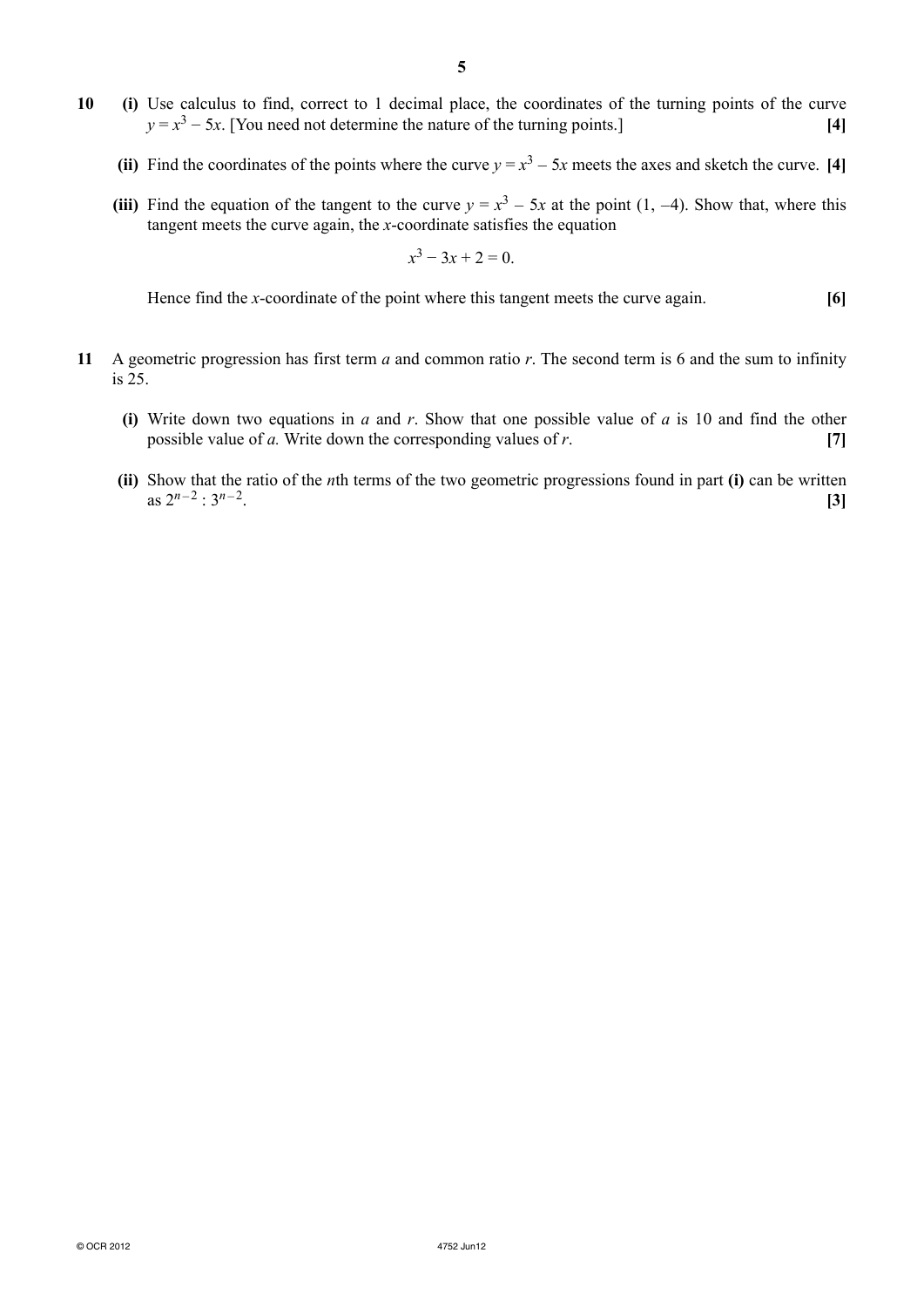**10** **(i)** Use calculus to find, correct to 1 decimal place, the coordinates of the turning points of the curve $y = x^3 - 5x$. [You need not determine the nature of the turning points.] **[4]**

**(ii)** Find the coordinates of the points where the curve $y = x^3 - 5x$ meets the axes and sketch the curve. **[4]**

**(iii)** Find the equation of the tangent to the curve $y = x^3 - 5x$ at the point $(1, -4)$. Show that, where this tangent meets the curve again, the $x$-coordinate satisfies the equation

$$x^3 - 3x + 2 = 0.$$

Hence find the $x$-coordinate of the point where this tangent meets the curve again. **[6]**

**11** A geometric progression has first term $a$ and common ratio $r$. The second term is 6 and the sum to infinity is 25.

**(i)** Write down two equations in $a$ and $r$. Show that one possible value of $a$ is 10 and find the other possible value of $a$. Write down the corresponding values of $r$. **[7]**

**(ii)** Show that the ratio of the $n$th terms of the two geometric progressions found in part **(i)** can be written as $2^{n-2} : 3^{n-2}$. **[3]**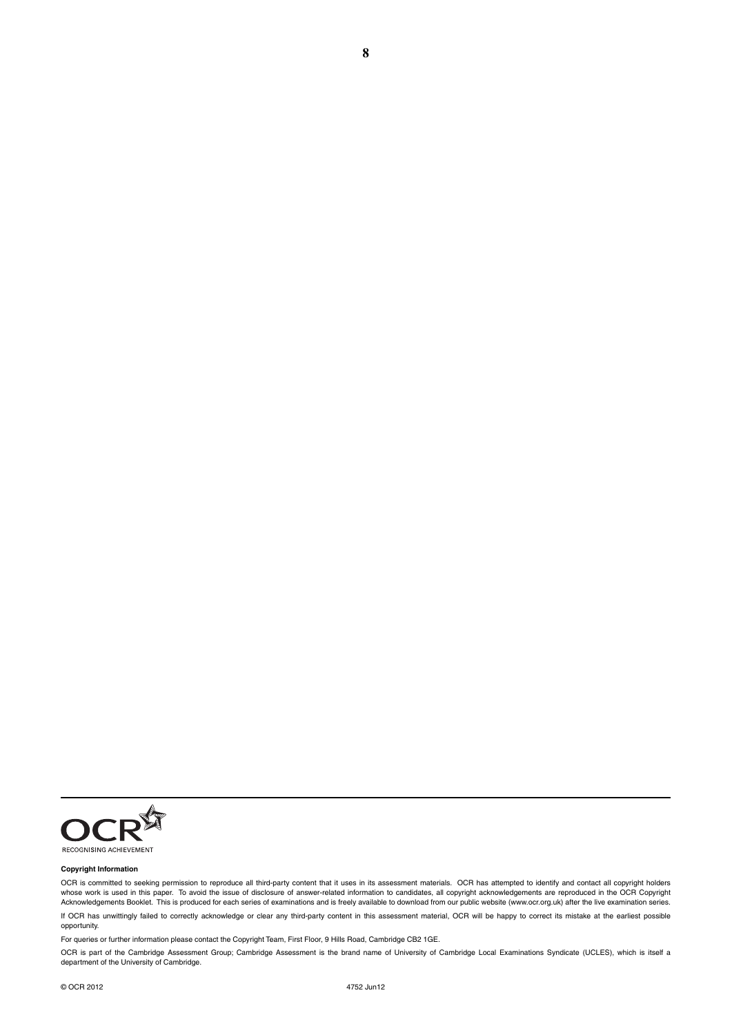OCR

RECOGNISING ACHIEVEMENT

**Copyright Information**

OCR is committed to seeking permission to reproduce all third-party content that it uses in its assessment materials. OCR has attempted to identify and contact all copyright holders whose work is used in this paper. To avoid the issue of disclosure of answer-related information to candidates, all copyright acknowledgements are reproduced in the OCR Copyright Acknowledgements Booklet. This is produced for each series of examinations and is freely available to download from our public website (www.ocr.org.uk) after the live examination series.

If OCR has unwittingly failed to correctly acknowledge or clear any third-party content in this assessment material, OCR will be happy to correct its mistake at the earliest possible opportunity.

For queries or further information please contact the Copyright Team, First Floor, 9 Hills Road, Cambridge CB2 1GE.

OCR is part of the Cambridge Assessment Group; Cambridge Assessment is the brand name of University of Cambridge Local Examinations Syndicate (UCLES), which is itself a department of the University of Cambridge.

© OCR 2012 4752 Jun12